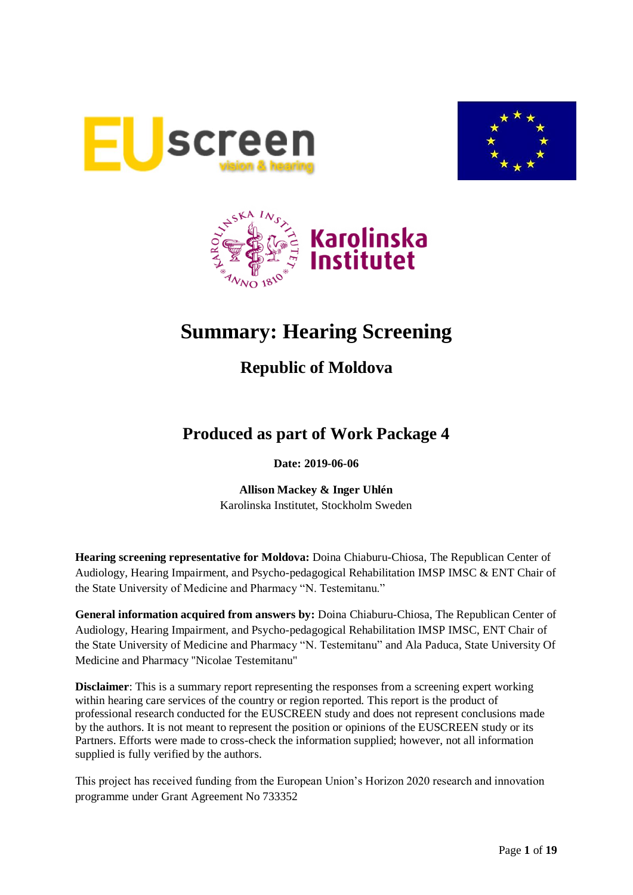# Summary: Hearing Screening

## Republic of Moldova

## Produced as part of Work Package 4

**Date: 2019-06-06**

**Allison Mackey & Inger Uhlén**
Karolinska Institutet, Stockholm Sweden

**Hearing screening representative for Moldova:** Doina Chiaburu-Chiosa, The Republican Center of Audiology, Hearing Impairment, and Psycho-pedagogical Rehabilitation IMSP IMSC & ENT Chair of the State University of Medicine and Pharmacy "N. Testemitanu."

**General information acquired from answers by:** Doina Chiaburu-Chiosa, The Republican Center of Audiology, Hearing Impairment, and Psycho-pedagogical Rehabilitation IMSP IMSC, ENT Chair of the State University of Medicine and Pharmacy "N. Testemitanu" and Ala Paduca, State University Of Medicine and Pharmacy "Nicolae Testemitanu"

**Disclaimer**: This is a summary report representing the responses from a screening expert working within hearing care services of the country or region reported. This report is the product of professional research conducted for the EUSCREEN study and does not represent conclusions made by the authors. It is not meant to represent the position or opinions of the EUSCREEN study or its Partners. Efforts were made to cross-check the information supplied; however, not all information supplied is fully verified by the authors.

This project has received funding from the European Union's Horizon 2020 research and innovation programme under Grant Agreement No 733352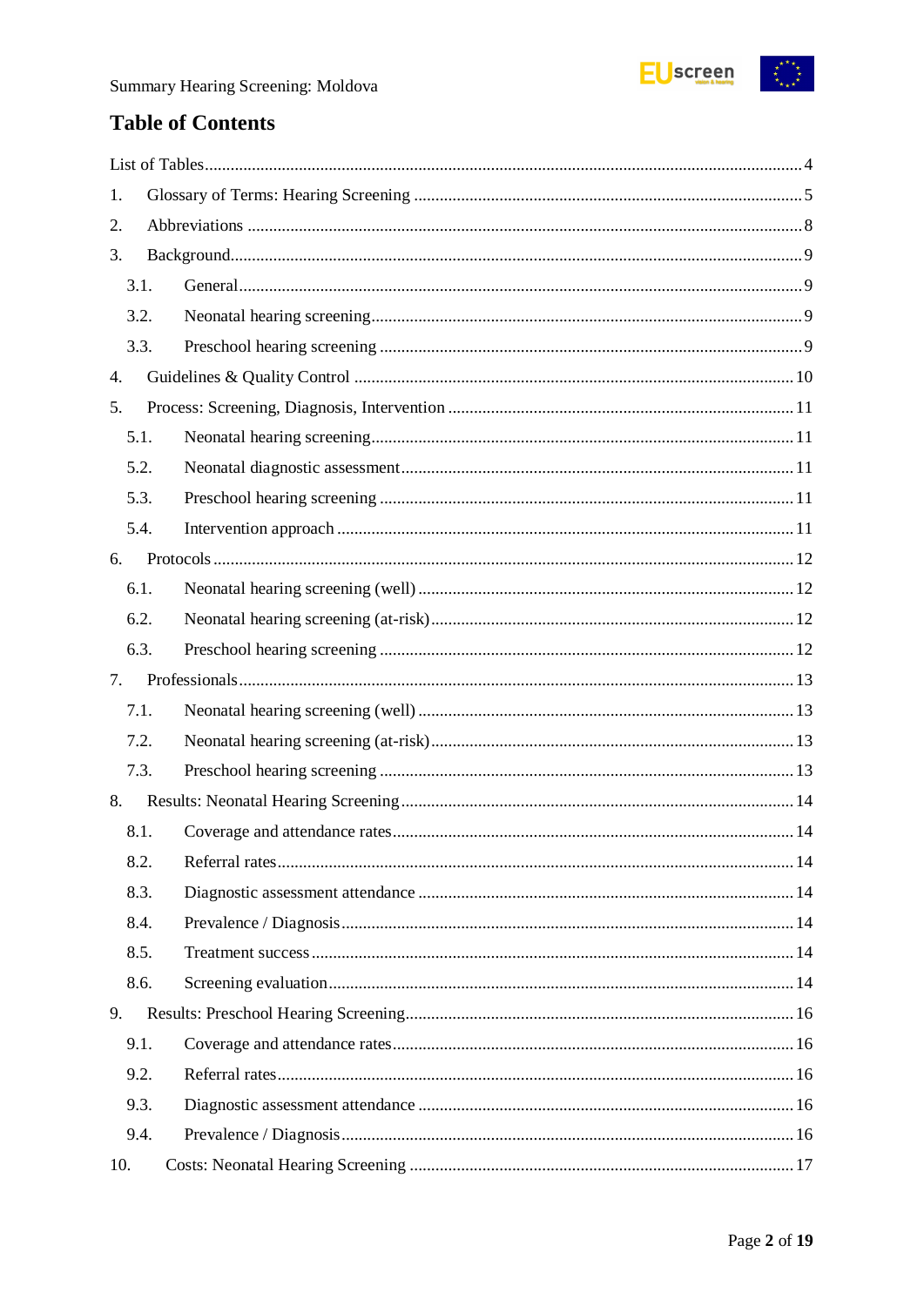# Table of Contents

List of Tables ... 4

1. Glossary of Terms: Hearing Screening ... 5
2. Abbreviations ... 8
3. Background ... 9
   - 3.1. General ... 9
   - 3.2. Neonatal hearing screening ... 9
   - 3.3. Preschool hearing screening ... 9
4. Guidelines & Quality Control ... 10
5. Process: Screening, Diagnosis, Intervention ... 11
   - 5.1. Neonatal hearing screening ... 11
   - 5.2. Neonatal diagnostic assessment ... 11
   - 5.3. Preschool hearing screening ... 11
   - 5.4. Intervention approach ... 11
6. Protocols ... 12
   - 6.1. Neonatal hearing screening (well) ... 12
   - 6.2. Neonatal hearing screening (at-risk) ... 12
   - 6.3. Preschool hearing screening ... 12
7. Professionals ... 13
   - 7.1. Neonatal hearing screening (well) ... 13
   - 7.2. Neonatal hearing screening (at-risk) ... 13
   - 7.3. Preschool hearing screening ... 13
8. Results: Neonatal Hearing Screening ... 14
   - 8.1. Coverage and attendance rates ... 14
   - 8.2. Referral rates ... 14
   - 8.3. Diagnostic assessment attendance ... 14
   - 8.4. Prevalence / Diagnosis ... 14
   - 8.5. Treatment success ... 14
   - 8.6. Screening evaluation ... 14
9. Results: Preschool Hearing Screening ... 16
   - 9.1. Coverage and attendance rates ... 16
   - 9.2. Referral rates ... 16
   - 9.3. Diagnostic assessment attendance ... 16
   - 9.4. Prevalence / Diagnosis ... 16
10. Costs: Neonatal Hearing Screening ... 17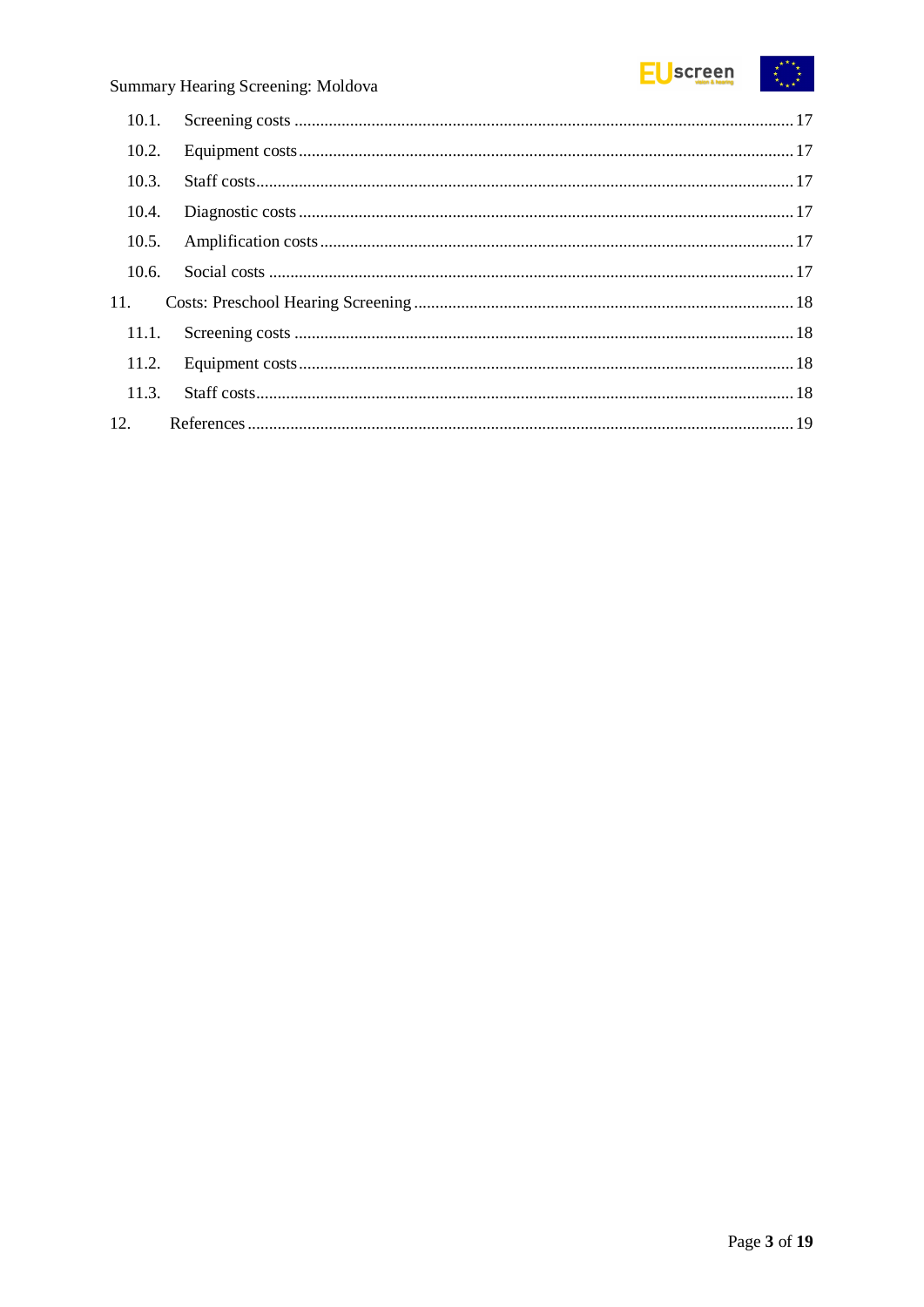10.1. Screening costs ........................................................................................................ 17

10.2. Equipment costs ...................................................................................................... 17

10.3. Staff costs................................................................................................................ 17

10.4. Diagnostic costs ...................................................................................................... 17

10.5. Amplification costs ................................................................................................. 17

10.6. Social costs ............................................................................................................. 17

11. Costs: Preschool Hearing Screening ........................................................................... 18

11.1. Screening costs ........................................................................................................ 18

11.2. Equipment costs ...................................................................................................... 18

11.3. Staff costs................................................................................................................ 18

12. References .................................................................................................................. 19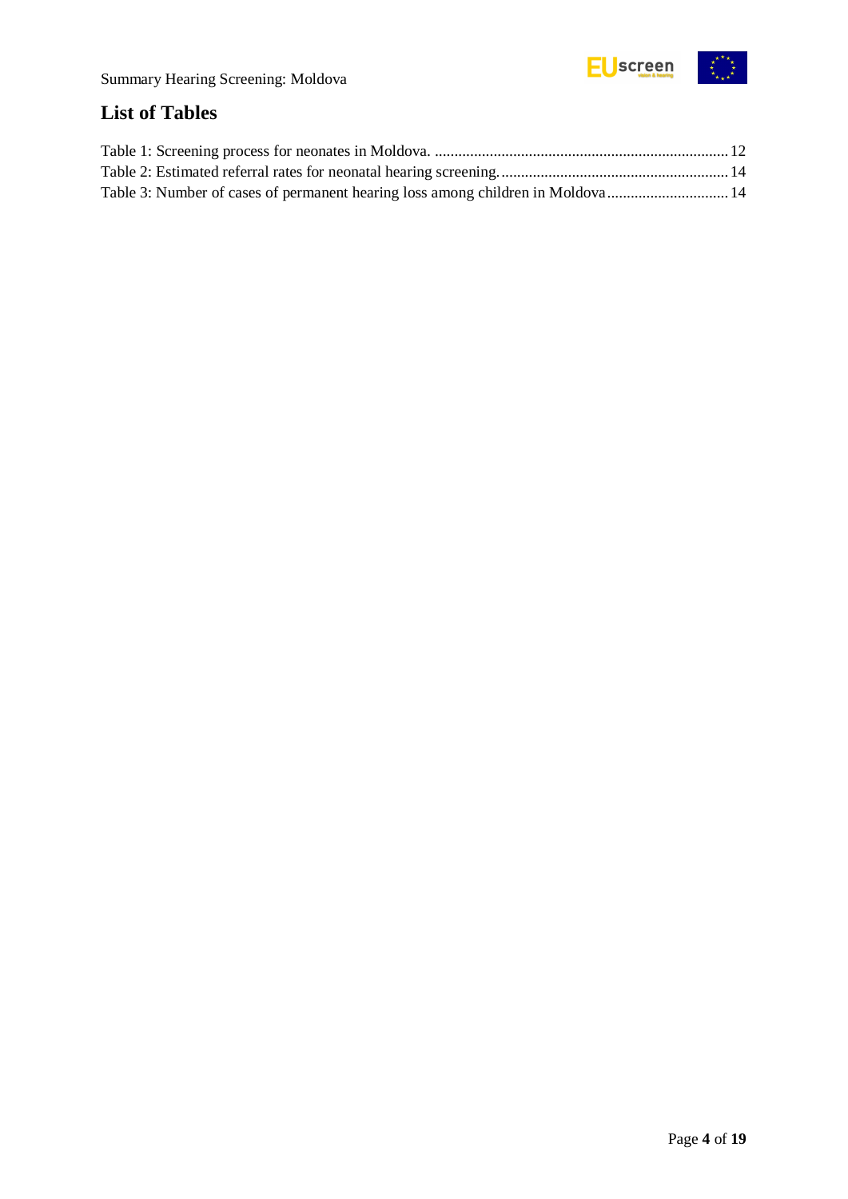## List of Tables

Table 1: Screening process for neonates in Moldova. ........................................................................ 12

Table 2: Estimated referral rates for neonatal hearing screening. ...................................................... 14

Table 3: Number of cases of permanent hearing loss among children in Moldova .............................. 14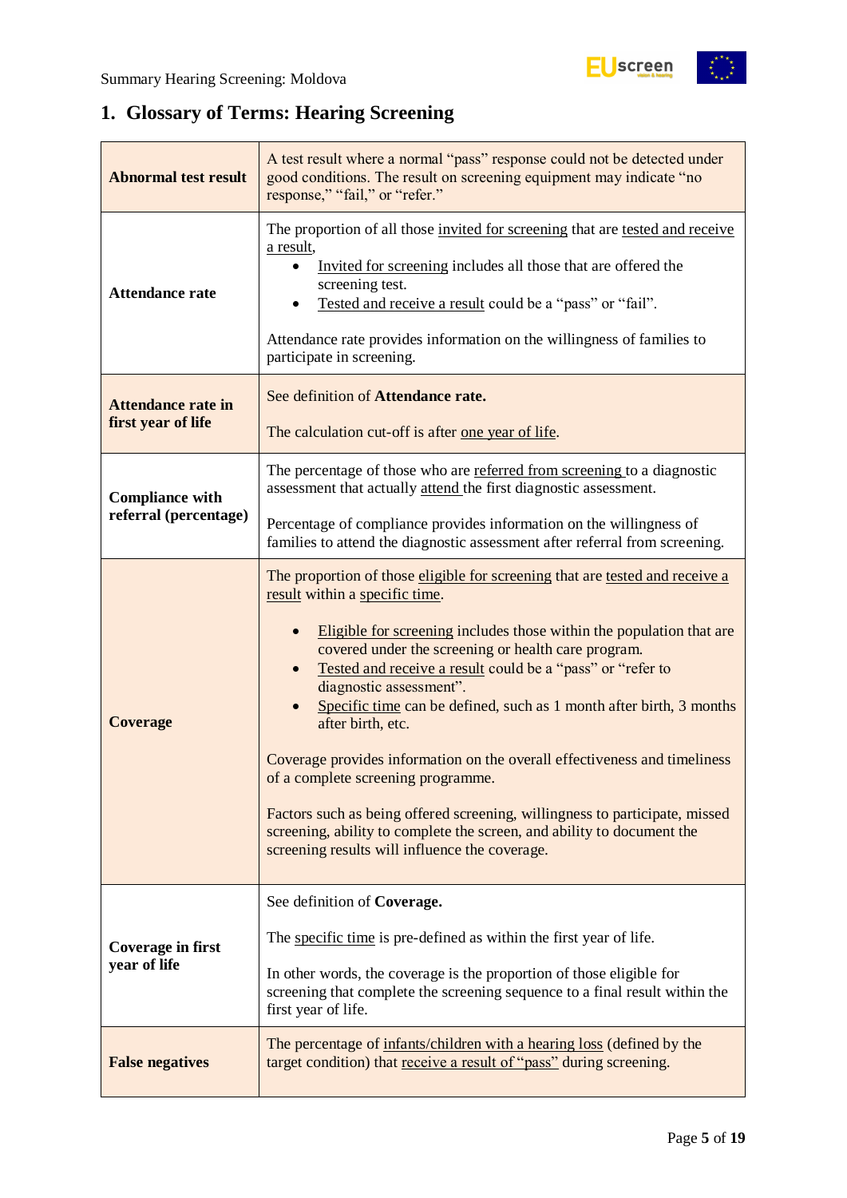## 1. Glossary of Terms: Hearing Screening

| | |
|---|---|
| **Abnormal test result** | A test result where a normal "pass" response could not be detected under good conditions. The result on screening equipment may indicate "no response," "fail," or "refer." |
| **Attendance rate** | The proportion of all those invited for screening that are tested and receive a result,<br>• Invited for screening includes all those that are offered the screening test.<br>• Tested and receive a result could be a "pass" or "fail".<br><br>Attendance rate provides information on the willingness of families to participate in screening. |
| **Attendance rate in first year of life** | See definition of **Attendance rate.**<br><br>The calculation cut-off is after one year of life. |
| **Compliance with referral (percentage)** | The percentage of those who are referred from screening to a diagnostic assessment that actually attend the first diagnostic assessment.<br><br>Percentage of compliance provides information on the willingness of families to attend the diagnostic assessment after referral from screening. |
| **Coverage** | The proportion of those eligible for screening that are tested and receive a result within a specific time.<br><br>• Eligible for screening includes those within the population that are covered under the screening or health care program.<br>• Tested and receive a result could be a "pass" or "refer to diagnostic assessment".<br>• Specific time can be defined, such as 1 month after birth, 3 months after birth, etc.<br><br>Coverage provides information on the overall effectiveness and timeliness of a complete screening programme.<br><br>Factors such as being offered screening, willingness to participate, missed screening, ability to complete the screen, and ability to document the screening results will influence the coverage. |
| **Coverage in first year of life** | See definition of **Coverage.**<br><br>The specific time is pre-defined as within the first year of life.<br><br>In other words, the coverage is the proportion of those eligible for screening that complete the screening sequence to a final result within the first year of life. |
| **False negatives** | The percentage of infants/children with a hearing loss (defined by the target condition) that receive a result of "pass" during screening. |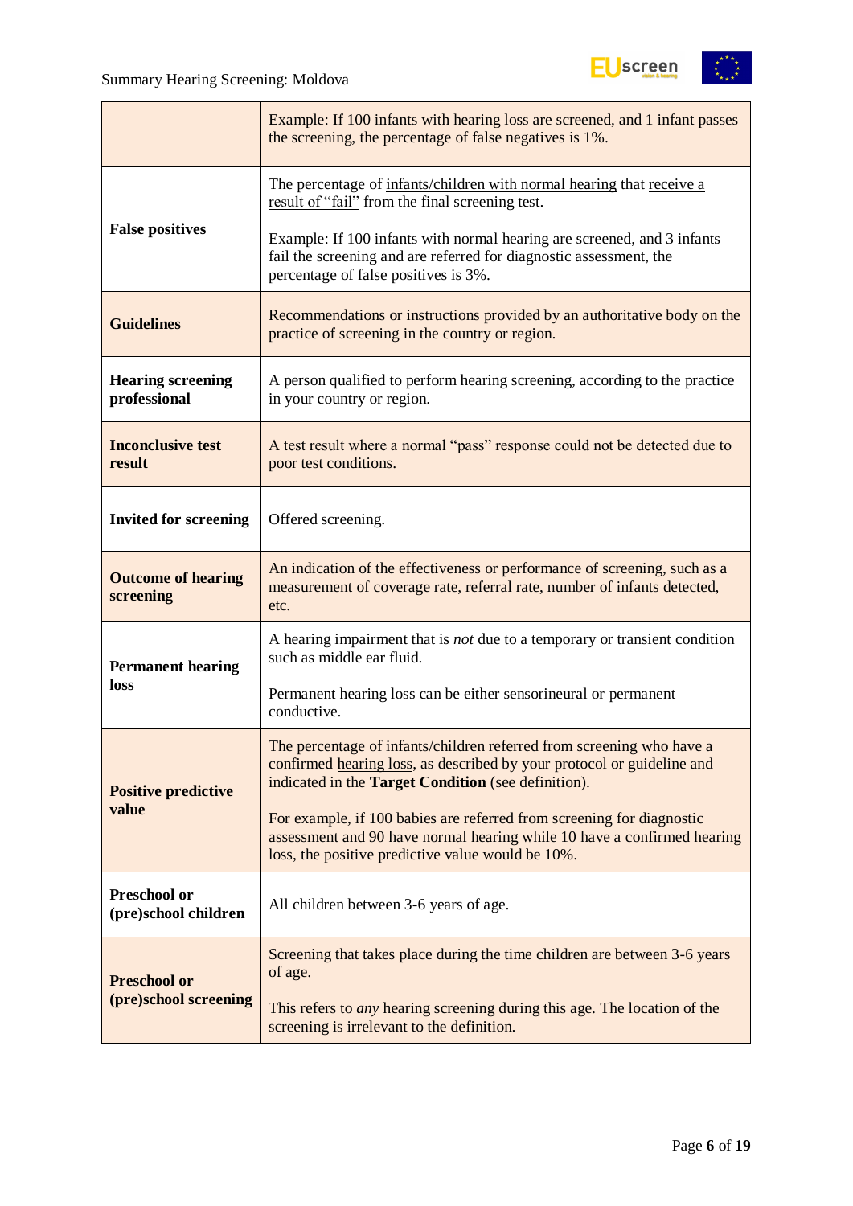| | |
|---|---|
| | Example: If 100 infants with hearing loss are screened, and 1 infant passes the screening, the percentage of false negatives is 1%. |
| **False positives** | The percentage of infants/children with normal hearing that receive a result of "fail" from the final screening test.<br><br>Example: If 100 infants with normal hearing are screened, and 3 infants fail the screening and are referred for diagnostic assessment, the percentage of false positives is 3%. |
| **Guidelines** | Recommendations or instructions provided by an authoritative body on the practice of screening in the country or region. |
| **Hearing screening professional** | A person qualified to perform hearing screening, according to the practice in your country or region. |
| **Inconclusive test result** | A test result where a normal "pass" response could not be detected due to poor test conditions. |
| **Invited for screening** | Offered screening. |
| **Outcome of hearing screening** | An indication of the effectiveness or performance of screening, such as a measurement of coverage rate, referral rate, number of infants detected, etc. |
| **Permanent hearing loss** | A hearing impairment that is *not* due to a temporary or transient condition such as middle ear fluid.<br><br>Permanent hearing loss can be either sensorineural or permanent conductive. |
| **Positive predictive value** | The percentage of infants/children referred from screening who have a confirmed hearing loss, as described by your protocol or guideline and indicated in the **Target Condition** (see definition).<br><br>For example, if 100 babies are referred from screening for diagnostic assessment and 90 have normal hearing while 10 have a confirmed hearing loss, the positive predictive value would be 10%. |
| **Preschool or (pre)school children** | All children between 3-6 years of age. |
| **Preschool or (pre)school screening** | Screening that takes place during the time children are between 3-6 years of age.<br><br>This refers to *any* hearing screening during this age. The location of the screening is irrelevant to the definition. |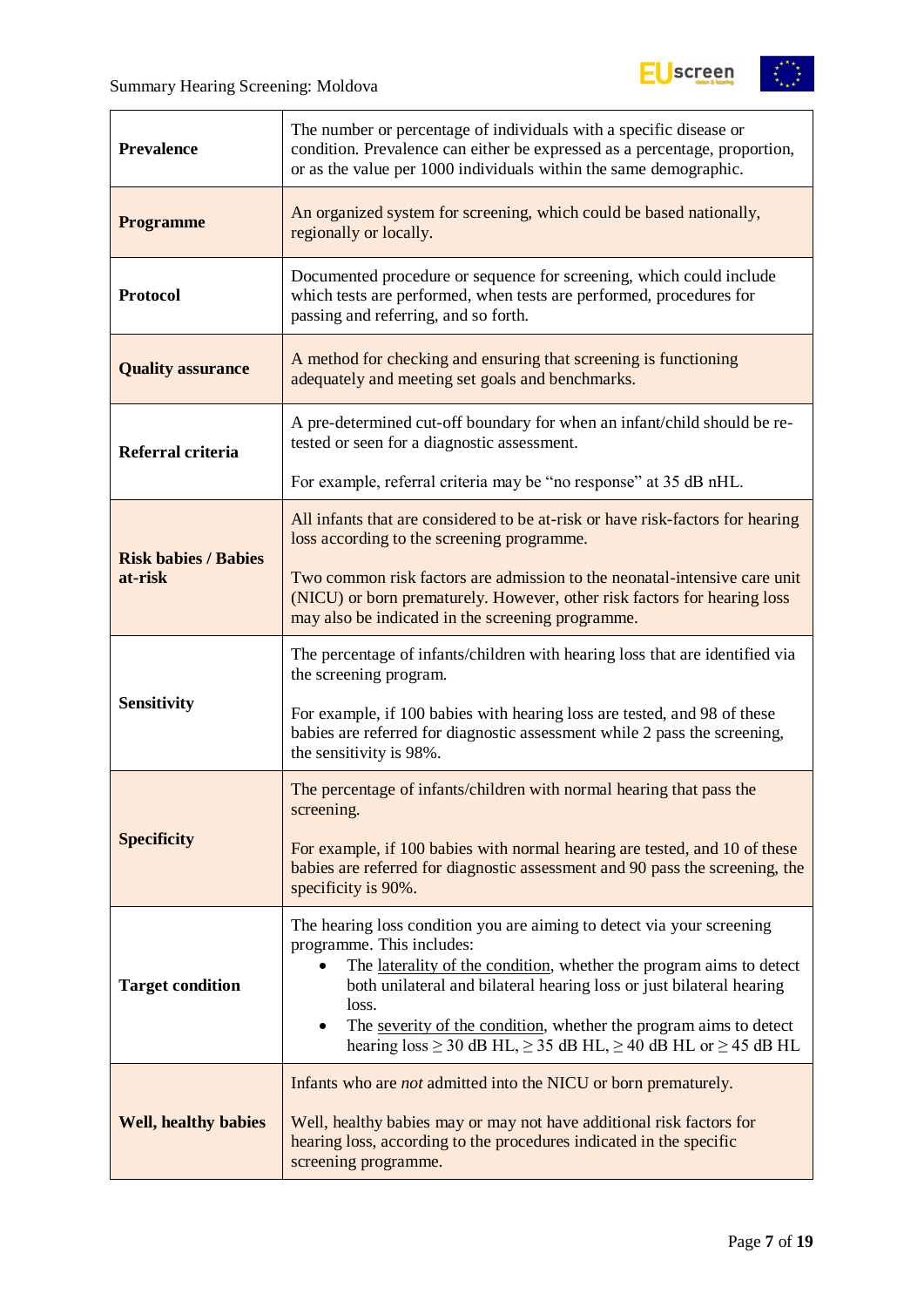| | |
|---|---|
| **Prevalence** | The number or percentage of individuals with a specific disease or condition. Prevalence can either be expressed as a percentage, proportion, or as the value per 1000 individuals within the same demographic. |
| **Programme** | An organized system for screening, which could be based nationally, regionally or locally. |
| **Protocol** | Documented procedure or sequence for screening, which could include which tests are performed, when tests are performed, procedures for passing and referring, and so forth. |
| **Quality assurance** | A method for checking and ensuring that screening is functioning adequately and meeting set goals and benchmarks. |
| **Referral criteria** | A pre-determined cut-off boundary for when an infant/child should be re-tested or seen for a diagnostic assessment.<br><br>For example, referral criteria may be “no response” at 35 dB nHL. |
| **Risk babies / Babies at-risk** | All infants that are considered to be at-risk or have risk-factors for hearing loss according to the screening programme.<br><br>Two common risk factors are admission to the neonatal-intensive care unit (NICU) or born prematurely. However, other risk factors for hearing loss may also be indicated in the screening programme. |
| **Sensitivity** | The percentage of infants/children with hearing loss that are identified via the screening program.<br><br>For example, if 100 babies with hearing loss are tested, and 98 of these babies are referred for diagnostic assessment while 2 pass the screening, the sensitivity is 98%. |
| **Specificity** | The percentage of infants/children with normal hearing that pass the screening.<br><br>For example, if 100 babies with normal hearing are tested, and 10 of these babies are referred for diagnostic assessment and 90 pass the screening, the specificity is 90%. |
| **Target condition** | The hearing loss condition you are aiming to detect via your screening programme. This includes:<br>• The laterality of the condition, whether the program aims to detect both unilateral and bilateral hearing loss or just bilateral hearing loss.<br>• The severity of the condition, whether the program aims to detect hearing loss ≥ 30 dB HL, ≥ 35 dB HL, ≥ 40 dB HL or ≥ 45 dB HL |
| **Well, healthy babies** | Infants who are *not* admitted into the NICU or born prematurely.<br><br>Well, healthy babies may or may not have additional risk factors for hearing loss, according to the procedures indicated in the specific screening programme. |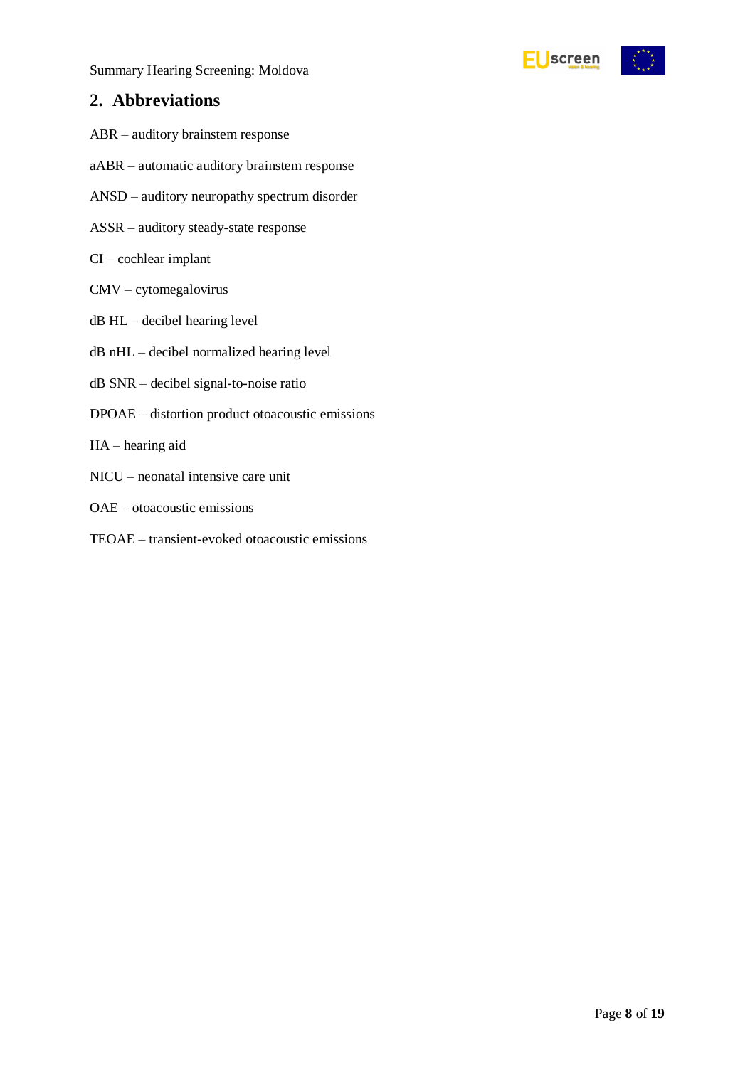## 2. Abbreviations

ABR – auditory brainstem response

aABR – automatic auditory brainstem response

ANSD – auditory neuropathy spectrum disorder

ASSR – auditory steady-state response

CI – cochlear implant

CMV – cytomegalovirus

dB HL – decibel hearing level

dB nHL – decibel normalized hearing level

dB SNR – decibel signal-to-noise ratio

DPOAE – distortion product otoacoustic emissions

HA – hearing aid

NICU – neonatal intensive care unit

OAE – otoacoustic emissions

TEOAE – transient-evoked otoacoustic emissions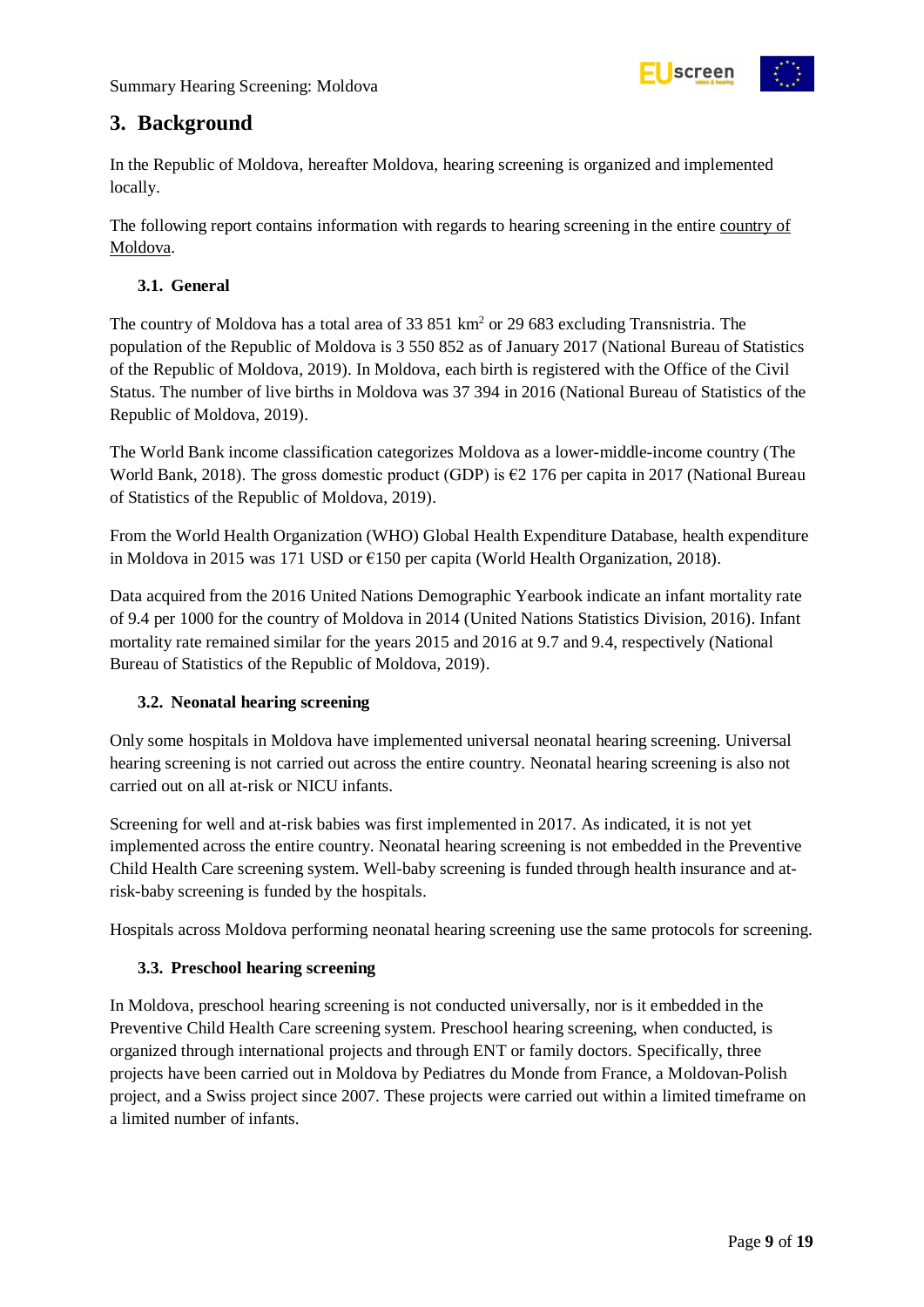# 3. Background

In the Republic of Moldova, hereafter Moldova, hearing screening is organized and implemented locally.

The following report contains information with regards to hearing screening in the entire country of Moldova.

## 3.1. General

The country of Moldova has a total area of 33 851 km$^2$ or 29 683 excluding Transnistria. The population of the Republic of Moldova is 3 550 852 as of January 2017 (National Bureau of Statistics of the Republic of Moldova, 2019). In Moldova, each birth is registered with the Office of the Civil Status. The number of live births in Moldova was 37 394 in 2016 (National Bureau of Statistics of the Republic of Moldova, 2019).

The World Bank income classification categorizes Moldova as a lower-middle-income country (The World Bank, 2018). The gross domestic product (GDP) is €2 176 per capita in 2017 (National Bureau of Statistics of the Republic of Moldova, 2019).

From the World Health Organization (WHO) Global Health Expenditure Database, health expenditure in Moldova in 2015 was 171 USD or €150 per capita (World Health Organization, 2018).

Data acquired from the 2016 United Nations Demographic Yearbook indicate an infant mortality rate of 9.4 per 1000 for the country of Moldova in 2014 (United Nations Statistics Division, 2016). Infant mortality rate remained similar for the years 2015 and 2016 at 9.7 and 9.4, respectively (National Bureau of Statistics of the Republic of Moldova, 2019).

## 3.2. Neonatal hearing screening

Only some hospitals in Moldova have implemented universal neonatal hearing screening. Universal hearing screening is not carried out across the entire country. Neonatal hearing screening is also not carried out on all at-risk or NICU infants.

Screening for well and at-risk babies was first implemented in 2017. As indicated, it is not yet implemented across the entire country. Neonatal hearing screening is not embedded in the Preventive Child Health Care screening system. Well-baby screening is funded through health insurance and at-risk-baby screening is funded by the hospitals.

Hospitals across Moldova performing neonatal hearing screening use the same protocols for screening.

## 3.3. Preschool hearing screening

In Moldova, preschool hearing screening is not conducted universally, nor is it embedded in the Preventive Child Health Care screening system. Preschool hearing screening, when conducted, is organized through international projects and through ENT or family doctors. Specifically, three projects have been carried out in Moldova by Pediatres du Monde from France, a Moldovan-Polish project, and a Swiss project since 2007. These projects were carried out within a limited timeframe on a limited number of infants.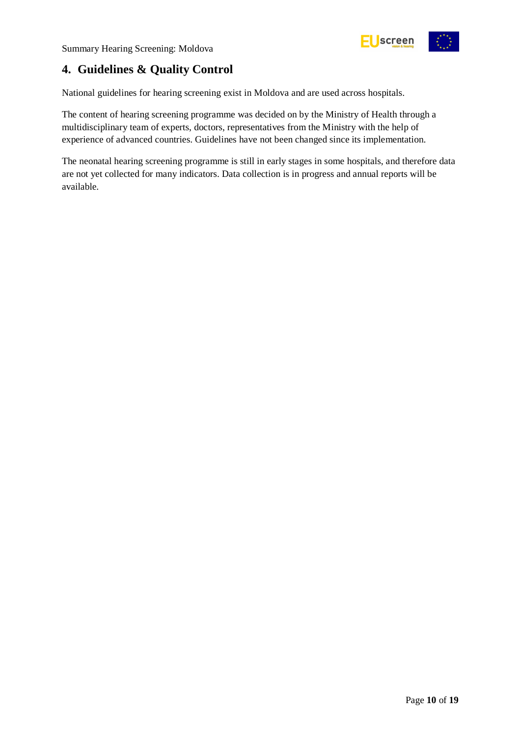## 4. Guidelines & Quality Control

National guidelines for hearing screening exist in Moldova and are used across hospitals.

The content of hearing screening programme was decided on by the Ministry of Health through a multidisciplinary team of experts, doctors, representatives from the Ministry with the help of experience of advanced countries. Guidelines have not been changed since its implementation.

The neonatal hearing screening programme is still in early stages in some hospitals, and therefore data are not yet collected for many indicators. Data collection is in progress and annual reports will be available.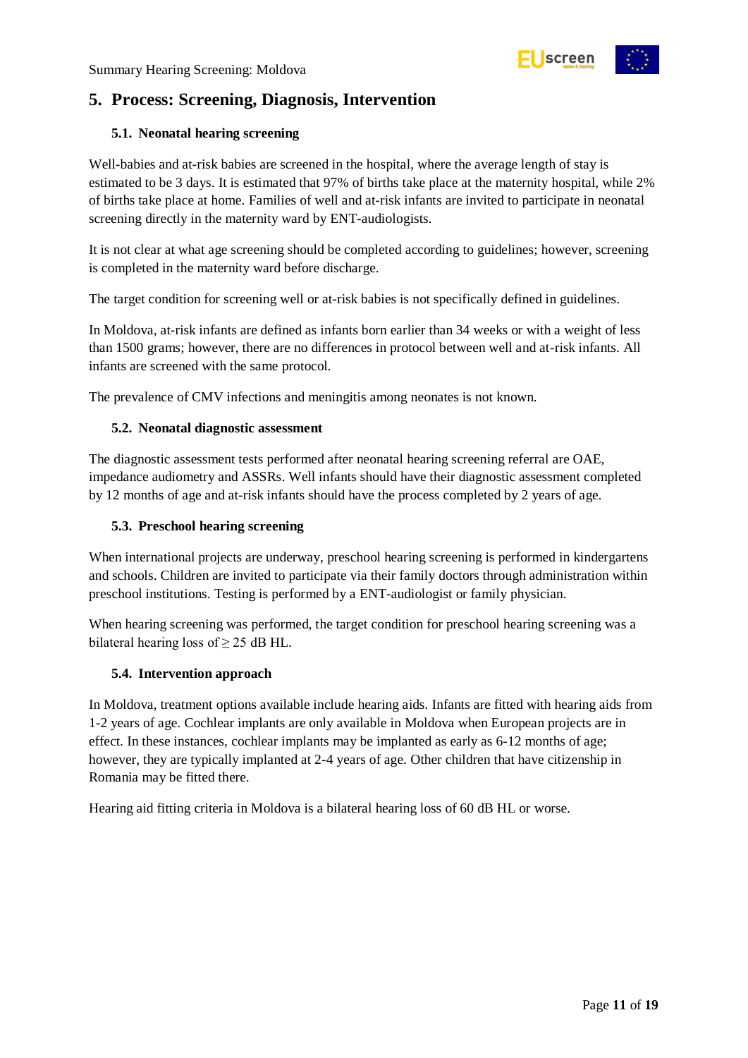## 5. Process: Screening, Diagnosis, Intervention

### 5.1. Neonatal hearing screening

Well-babies and at-risk babies are screened in the hospital, where the average length of stay is estimated to be 3 days. It is estimated that 97% of births take place at the maternity hospital, while 2% of births take place at home. Families of well and at-risk infants are invited to participate in neonatal screening directly in the maternity ward by ENT-audiologists.

It is not clear at what age screening should be completed according to guidelines; however, screening is completed in the maternity ward before discharge.

The target condition for screening well or at-risk babies is not specifically defined in guidelines.

In Moldova, at-risk infants are defined as infants born earlier than 34 weeks or with a weight of less than 1500 grams; however, there are no differences in protocol between well and at-risk infants. All infants are screened with the same protocol.

The prevalence of CMV infections and meningitis among neonates is not known.

### 5.2. Neonatal diagnostic assessment

The diagnostic assessment tests performed after neonatal hearing screening referral are OAE, impedance audiometry and ASSRs. Well infants should have their diagnostic assessment completed by 12 months of age and at-risk infants should have the process completed by 2 years of age.

### 5.3. Preschool hearing screening

When international projects are underway, preschool hearing screening is performed in kindergartens and schools. Children are invited to participate via their family doctors through administration within preschool institutions. Testing is performed by a ENT-audiologist or family physician.

When hearing screening was performed, the target condition for preschool hearing screening was a bilateral hearing loss of ≥ 25 dB HL.

### 5.4. Intervention approach

In Moldova, treatment options available include hearing aids. Infants are fitted with hearing aids from 1-2 years of age. Cochlear implants are only available in Moldova when European projects are in effect. In these instances, cochlear implants may be implanted as early as 6-12 months of age; however, they are typically implanted at 2-4 years of age. Other children that have citizenship in Romania may be fitted there.

Hearing aid fitting criteria in Moldova is a bilateral hearing loss of 60 dB HL or worse.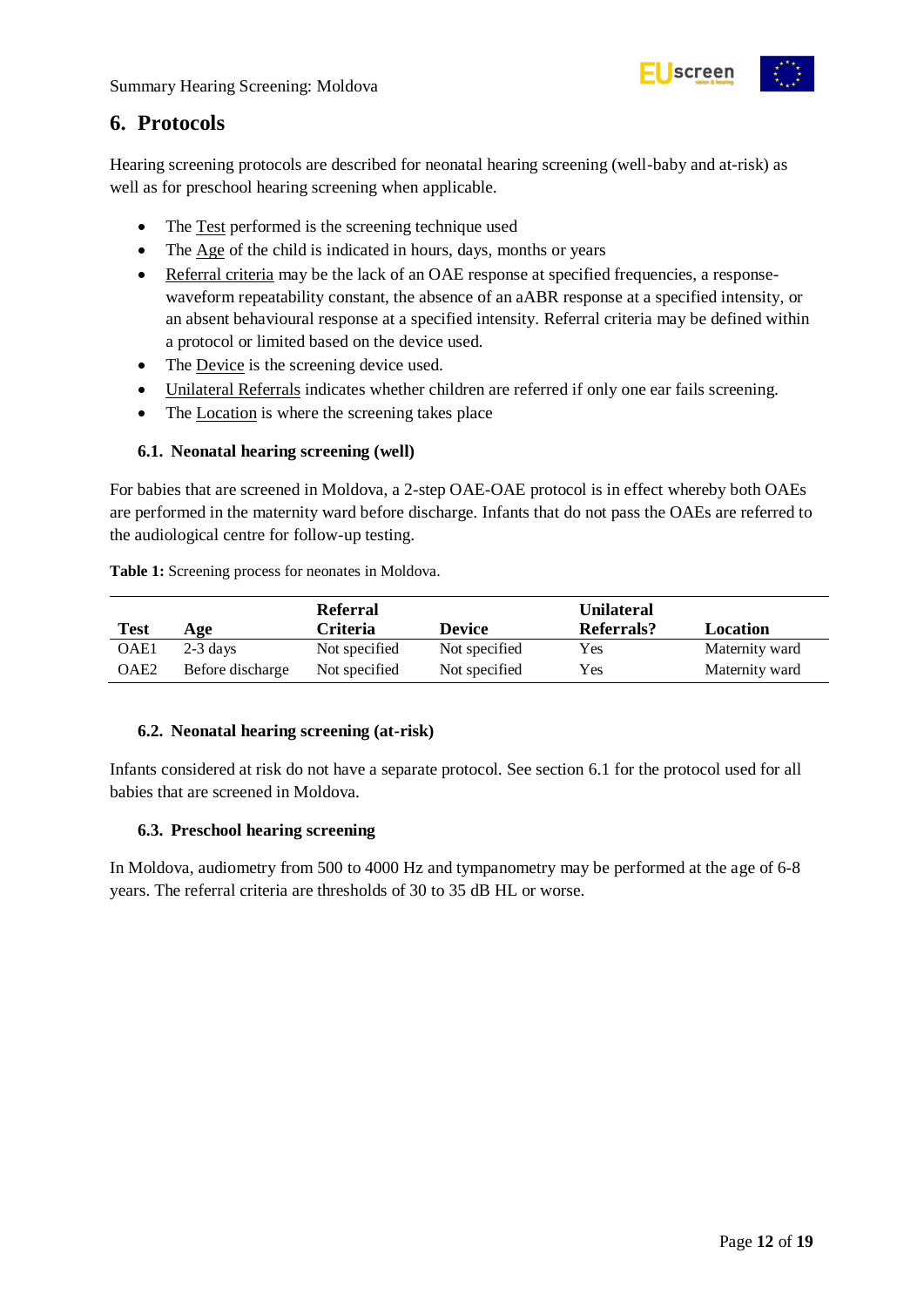## 6. Protocols

Hearing screening protocols are described for neonatal hearing screening (well-baby and at-risk) as well as for preschool hearing screening when applicable.

- The Test performed is the screening technique used
- The Age of the child is indicated in hours, days, months or years
- Referral criteria may be the lack of an OAE response at specified frequencies, a response-waveform repeatability constant, the absence of an aABR response at a specified intensity, or an absent behavioural response at a specified intensity. Referral criteria may be defined within a protocol or limited based on the device used.
- The Device is the screening device used.
- Unilateral Referrals indicates whether children are referred if only one ear fails screening.
- The Location is where the screening takes place

### 6.1. Neonatal hearing screening (well)

For babies that are screened in Moldova, a 2-step OAE-OAE protocol is in effect whereby both OAEs are performed in the maternity ward before discharge. Infants that do not pass the OAEs are referred to the audiological centre for follow-up testing.

**Table 1:** Screening process for neonates in Moldova.

| Test | Age | Referral Criteria | Device | Unilateral Referrals? | Location |
|---|---|---|---|---|---|
| OAE1 | 2-3 days | Not specified | Not specified | Yes | Maternity ward |
| OAE2 | Before discharge | Not specified | Not specified | Yes | Maternity ward |

### 6.2. Neonatal hearing screening (at-risk)

Infants considered at risk do not have a separate protocol. See section 6.1 for the protocol used for all babies that are screened in Moldova.

### 6.3. Preschool hearing screening

In Moldova, audiometry from 500 to 4000 Hz and tympanometry may be performed at the age of 6-8 years. The referral criteria are thresholds of 30 to 35 dB HL or worse.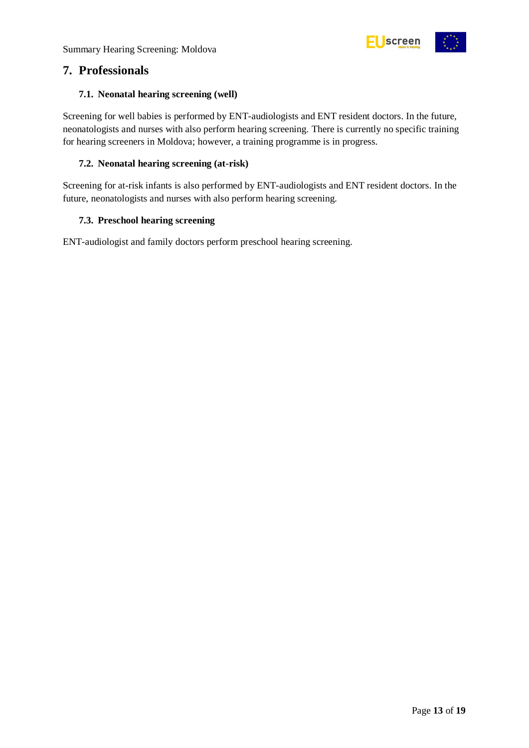## 7. Professionals

### 7.1. Neonatal hearing screening (well)

Screening for well babies is performed by ENT-audiologists and ENT resident doctors. In the future, neonatologists and nurses with also perform hearing screening. There is currently no specific training for hearing screeners in Moldova; however, a training programme is in progress.

### 7.2. Neonatal hearing screening (at-risk)

Screening for at-risk infants is also performed by ENT-audiologists and ENT resident doctors. In the future, neonatologists and nurses with also perform hearing screening.

### 7.3. Preschool hearing screening

ENT-audiologist and family doctors perform preschool hearing screening.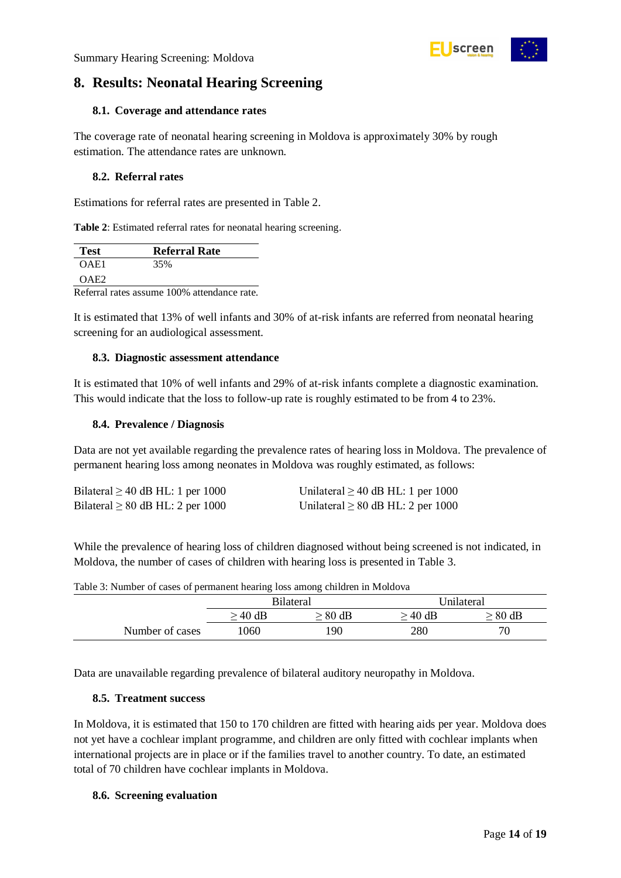# 8. Results: Neonatal Hearing Screening

### 8.1. Coverage and attendance rates

The coverage rate of neonatal hearing screening in Moldova is approximately 30% by rough estimation. The attendance rates are unknown.

### 8.2. Referral rates

Estimations for referral rates are presented in Table 2.

**Table 2**: Estimated referral rates for neonatal hearing screening.

| Test | Referral Rate |
|---|---|
| OAE1 | 35% |
| OAE2 | |

Referral rates assume 100% attendance rate.

It is estimated that 13% of well infants and 30% of at-risk infants are referred from neonatal hearing screening for an audiological assessment.

### 8.3. Diagnostic assessment attendance

It is estimated that 10% of well infants and 29% of at-risk infants complete a diagnostic examination. This would indicate that the loss to follow-up rate is roughly estimated to be from 4 to 23%.

### 8.4. Prevalence / Diagnosis

Data are not yet available regarding the prevalence rates of hearing loss in Moldova. The prevalence of permanent hearing loss among neonates in Moldova was roughly estimated, as follows:

Bilateral ≥ 40 dB HL: 1 per 1000
Bilateral ≥ 80 dB HL: 2 per 1000

Unilateral ≥ 40 dB HL: 1 per 1000
Unilateral ≥ 80 dB HL: 2 per 1000

While the prevalence of hearing loss of children diagnosed without being screened is not indicated, in Moldova, the number of cases of children with hearing loss is presented in Table 3.

Table 3: Number of cases of permanent hearing loss among children in Moldova

| | Bilateral | | Unilateral | |
|---|---|---|---|---|
| | ≥ 40 dB | ≥ 80 dB | ≥ 40 dB | ≥ 80 dB |
| Number of cases | 1060 | 190 | 280 | 70 |

Data are unavailable regarding prevalence of bilateral auditory neuropathy in Moldova.

### 8.5. Treatment success

In Moldova, it is estimated that 150 to 170 children are fitted with hearing aids per year. Moldova does not yet have a cochlear implant programme, and children are only fitted with cochlear implants when international projects are in place or if the families travel to another country. To date, an estimated total of 70 children have cochlear implants in Moldova.

### 8.6. Screening evaluation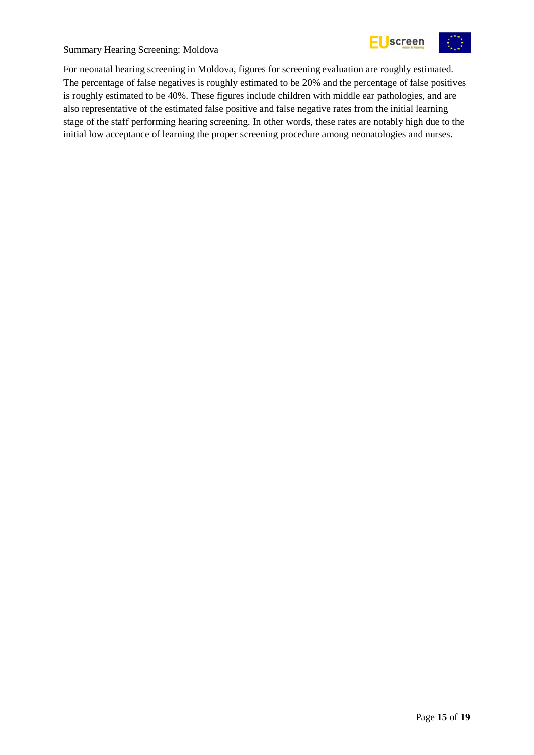For neonatal hearing screening in Moldova, figures for screening evaluation are roughly estimated. The percentage of false negatives is roughly estimated to be 20% and the percentage of false positives is roughly estimated to be 40%. These figures include children with middle ear pathologies, and are also representative of the estimated false positive and false negative rates from the initial learning stage of the staff performing hearing screening. In other words, these rates are notably high due to the initial low acceptance of learning the proper screening procedure among neonatologies and nurses.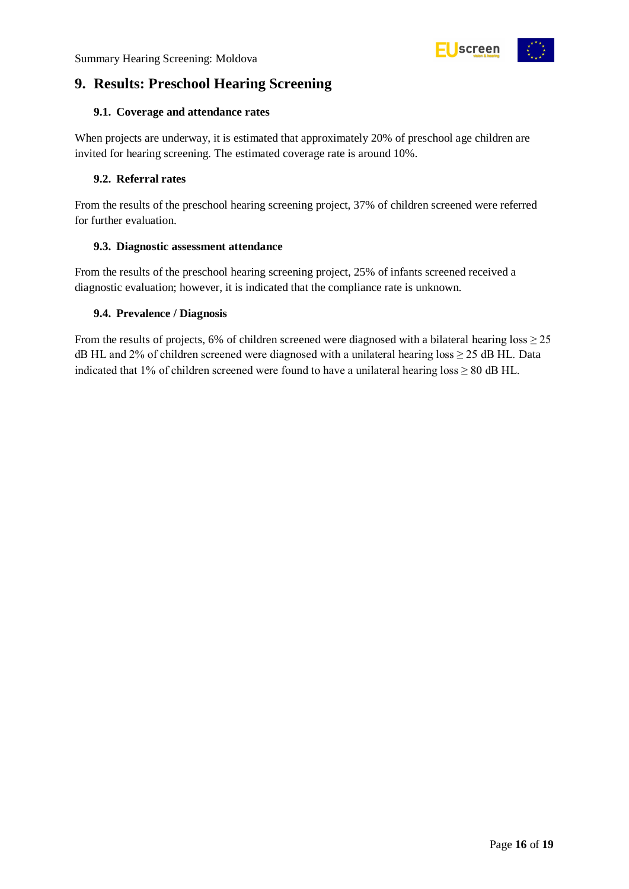# 9. Results: Preschool Hearing Screening

## 9.1. Coverage and attendance rates

When projects are underway, it is estimated that approximately 20% of preschool age children are invited for hearing screening. The estimated coverage rate is around 10%.

## 9.2. Referral rates

From the results of the preschool hearing screening project, 37% of children screened were referred for further evaluation.

## 9.3. Diagnostic assessment attendance

From the results of the preschool hearing screening project, 25% of infants screened received a diagnostic evaluation; however, it is indicated that the compliance rate is unknown.

## 9.4. Prevalence / Diagnosis

From the results of projects, 6% of children screened were diagnosed with a bilateral hearing loss ≥ 25 dB HL and 2% of children screened were diagnosed with a unilateral hearing loss ≥ 25 dB HL. Data indicated that 1% of children screened were found to have a unilateral hearing loss ≥ 80 dB HL.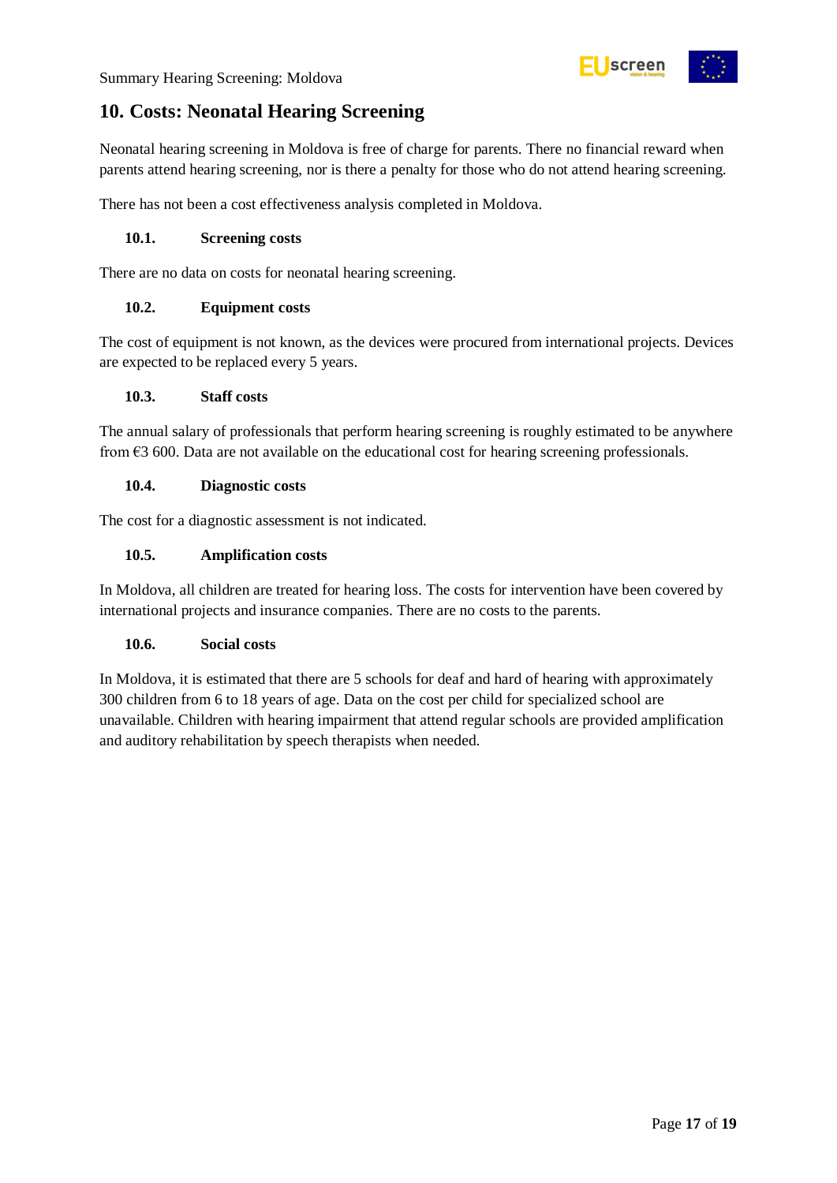## 10. Costs: Neonatal Hearing Screening

Neonatal hearing screening in Moldova is free of charge for parents. There no financial reward when parents attend hearing screening, nor is there a penalty for those who do not attend hearing screening.

There has not been a cost effectiveness analysis completed in Moldova.

### 10.1. Screening costs

There are no data on costs for neonatal hearing screening.

### 10.2. Equipment costs

The cost of equipment is not known, as the devices were procured from international projects. Devices are expected to be replaced every 5 years.

### 10.3. Staff costs

The annual salary of professionals that perform hearing screening is roughly estimated to be anywhere from €3 600. Data are not available on the educational cost for hearing screening professionals.

### 10.4. Diagnostic costs

The cost for a diagnostic assessment is not indicated.

### 10.5. Amplification costs

In Moldova, all children are treated for hearing loss. The costs for intervention have been covered by international projects and insurance companies. There are no costs to the parents.

### 10.6. Social costs

In Moldova, it is estimated that there are 5 schools for deaf and hard of hearing with approximately 300 children from 6 to 18 years of age. Data on the cost per child for specialized school are unavailable. Children with hearing impairment that attend regular schools are provided amplification and auditory rehabilitation by speech therapists when needed.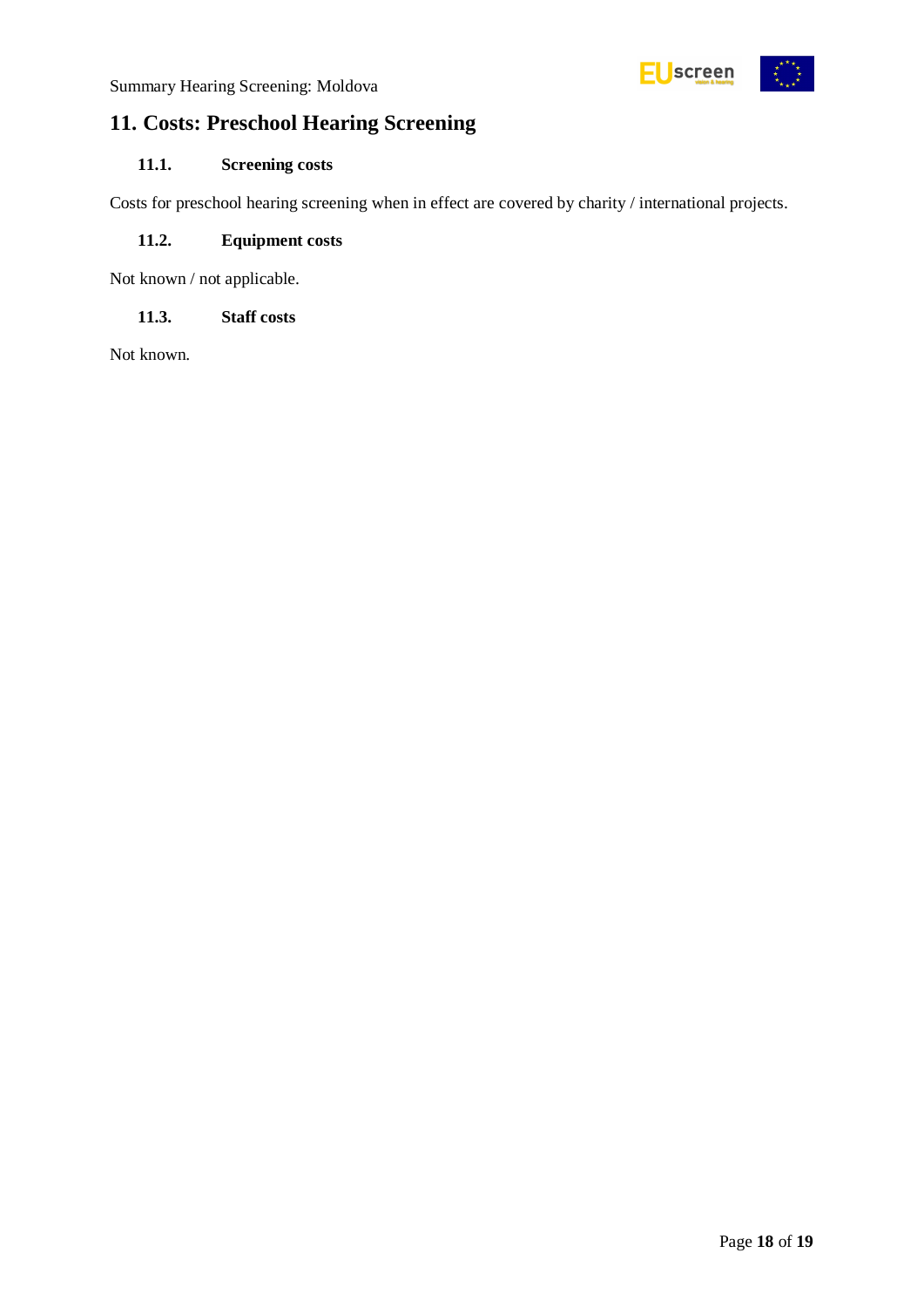## 11. Costs: Preschool Hearing Screening

### 11.1. Screening costs

Costs for preschool hearing screening when in effect are covered by charity / international projects.

### 11.2. Equipment costs

Not known / not applicable.

### 11.3. Staff costs

Not known.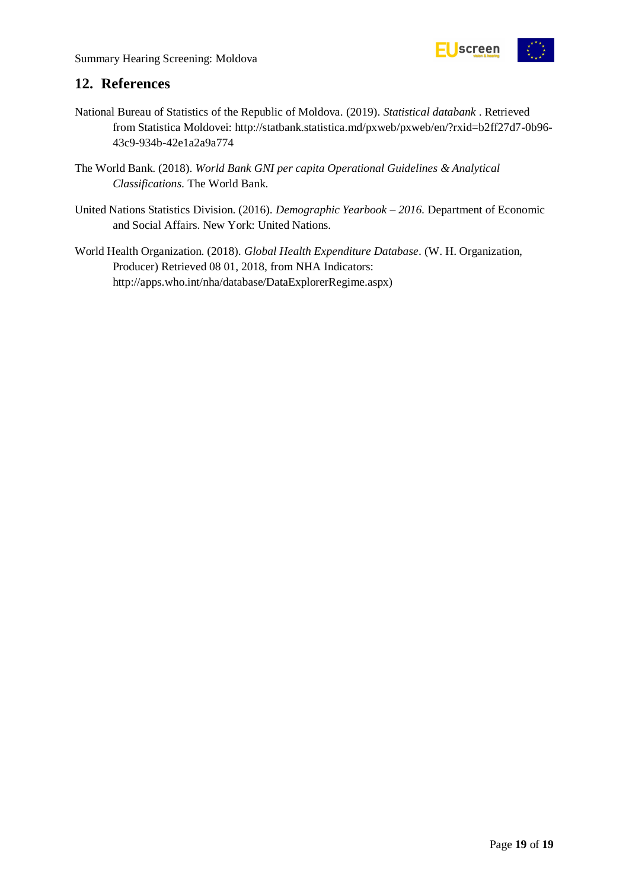## 12. References

National Bureau of Statistics of the Republic of Moldova. (2019). *Statistical databank* . Retrieved from Statistica Moldovei: http://statbank.statistica.md/pxweb/pxweb/en/?rxid=b2ff27d7-0b96-43c9-934b-42e1a2a9a774

The World Bank. (2018). *World Bank GNI per capita Operational Guidelines & Analytical Classifications.* The World Bank.

United Nations Statistics Division. (2016). *Demographic Yearbook – 2016.* Department of Economic and Social Affairs. New York: United Nations.

World Health Organization. (2018). *Global Health Expenditure Database*. (W. H. Organization, Producer) Retrieved 08 01, 2018, from NHA Indicators: http://apps.who.int/nha/database/DataExplorerRegime.aspx)